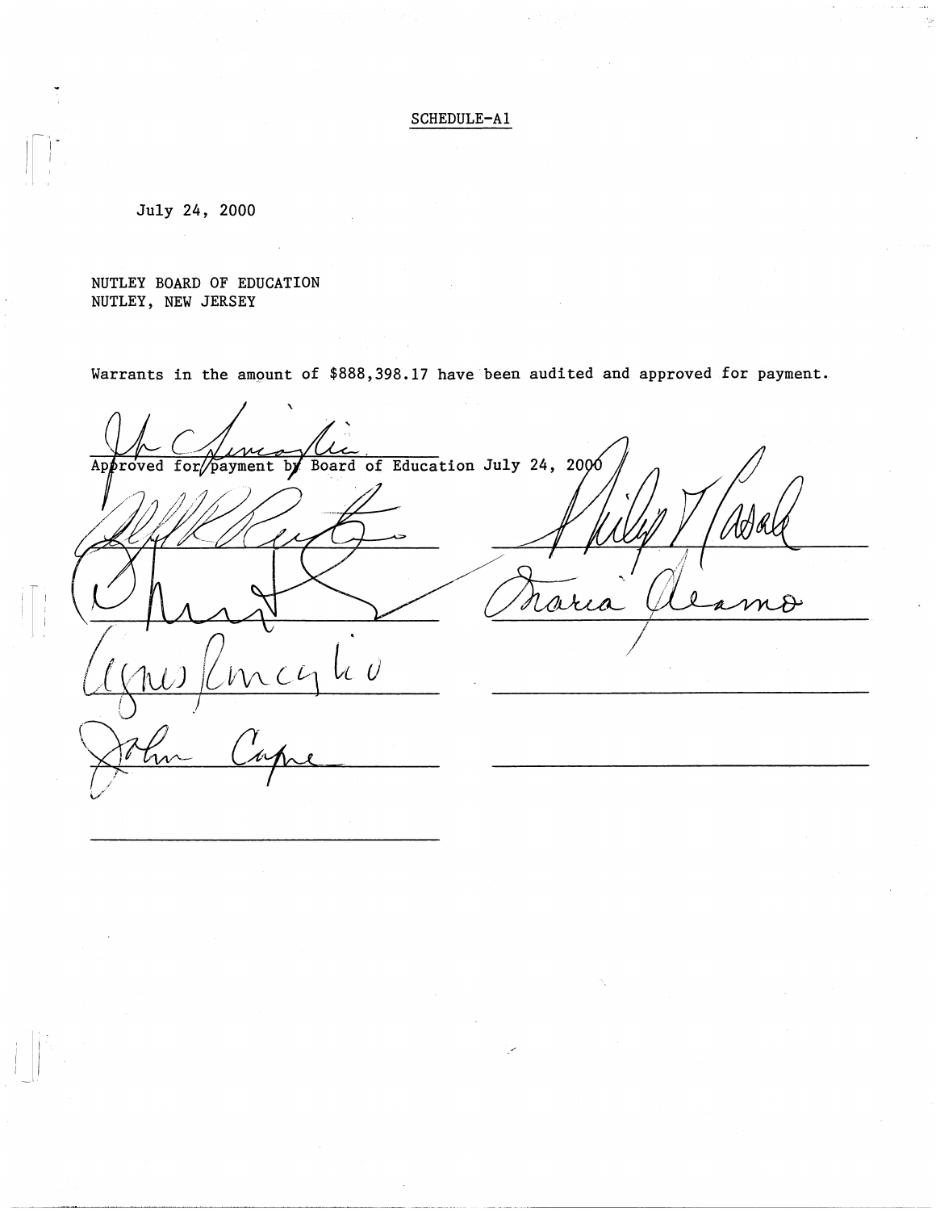SCHEDULE-A1

July 24, 2000

NUTLEY BOARD OF EDUCATION
NUTLEY, NEW JERSEY

Warrants in the amount of $888,398.17 have been audited and approved for payment.

Approved for payment by Board of Education July 24, 2000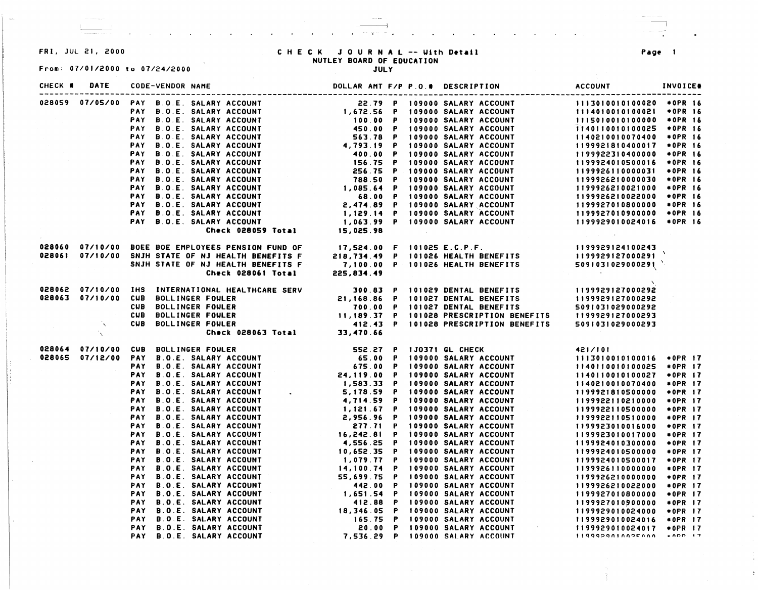FRI, JUL 21, 2000

# CHECK JOURNAL -- With Detail
## NUTLEY BOARD OF EDUCATION
### JULY

From: 07/01/2000 to 07/24/2000

| CHECK # | DATE | CODE-VENDOR NAME | | DOLLAR AMT | F/P | P.O.# | DESCRIPTION | ACCOUNT | INVOICE# |
|---|---|---|---|---|---|---|---|---|---|
| 028059 | 07/05/00 | PAY | B.O.E. SALARY ACCOUNT | 22.79 | P | 109000 | SALARY ACCOUNT | 1113010010100020 | *OPR 16 |
| | | PAY | B.O.E. SALARY ACCOUNT | 1,672.56 | P | 109000 | SALARY ACCOUNT | 1114010010100021 | *OPR 16 |
| | | PAY | B.O.E. SALARY ACCOUNT | 100.00 | P | 109000 | SALARY ACCOUNT | 1115010010100000 | *OPR 16 |
| | | PAY | B.O.E. SALARY ACCOUNT | 450.00 | P | 109000 | SALARY ACCOUNT | 1140110010100025 | *OPR 16 |
| | | PAY | B.O.E. SALARY ACCOUNT | 563.78 | P | 109000 | SALARY ACCOUNT | 1140210010070400 | *OPR 16 |
| | | PAY | B.O.E. SALARY ACCOUNT | 4,793.19 | P | 109000 | SALARY ACCOUNT | 1199921810400017 | *OPR 16 |
| | | PAY | B.O.E. SALARY ACCOUNT | 400.00 | P | 109000 | SALARY ACCOUNT | 1199922310400000 | *OPR 16 |
| | | PAY | B.O.E. SALARY ACCOUNT | 156.75 | P | 109000 | SALARY ACCOUNT | 1199924010500016 | *OPR 16 |
| | | PAY | B.O.E. SALARY ACCOUNT | 256.75 | P | 109000 | SALARY ACCOUNT | 1199926110000031 | *OPR 16 |
| | | PAY | B.O.E. SALARY ACCOUNT | 788.50 | P | 109000 | SALARY ACCOUNT | 1199926210000030 | *OPR 16 |
| | | PAY | B.O.E. SALARY ACCOUNT | 1,085.64 | P | 109000 | SALARY ACCOUNT | 1199926210021000 | *OPR 16 |
| | | PAY | B.O.E. SALARY ACCOUNT | 68.00 | P | 109000 | SALARY ACCOUNT | 1199926210022000 | *OPR 16 |
| | | PAY | B.O.E. SALARY ACCOUNT | 2,474.89 | P | 109000 | SALARY ACCOUNT | 1199927010800000 | *OPR 16 |
| | | PAY | B.O.E. SALARY ACCOUNT | 1,129.14 | P | 109000 | SALARY ACCOUNT | 1199927010900000 | *OPR 16 |
| | | PAY | B.O.E. SALARY ACCOUNT | 1,063.99 | P | 109000 | SALARY ACCOUNT | 1199929010024016 | *OPR 16 |
| | | | **Check 028059 Total** | 15,025.98 | | | | | |
| 028060 | 07/10/00 | BOEE | BOE EMPLOYEES PENSION FUND OF | 17,524.00 | F | 101025 | E.C.P.F. | 1199929124100243 | |
| 028061 | 07/10/00 | SNJH | STATE OF NJ HEALTH BENEFITS F | 218,734.49 | P | 101026 | HEALTH BENEFITS | 1199929127000291 | |
| | | SNJH | STATE OF NJ HEALTH BENEFITS F | 7,100.00 | P | 101026 | HEALTH BENEFITS | 5091031029000291 | |
| | | | **Check 028061 Total** | 225,834.49 | | | | | |
| 028062 | 07/10/00 | IHS | INTERNATIONAL HEALTHCARE SERV | 300.83 | P | 101029 | DENTAL BENEFITS | 1199929127000292 | |
| 028063 | 07/10/00 | CWB | BOLLINGER FOWLER | 21,168.86 | P | 101027 | DENTAL BENEFITS | 1199929127000292 | |
| | | CWB | BOLLINGER FOWLER | 700.00 | P | 101027 | DENTAL BENEFITS | 5091031029000292 | |
| | | CWB | BOLLINGER FOWLER | 11,189.37 | P | 101028 | PRESCRIPTION BENEFITS | 1199929127000293 | |
| | | CWB | BOLLINGER FOWLER | 412.43 | P | 101028 | PRESCRIPTION BENEFITS | 5091031029000293 | |
| | | | **Check 028063 Total** | 33,470.66 | | | | | |
| 028064 | 07/10/00 | CWB | BOLLINGER FOWLER | 552.27 | P | 1J0371 | GL CHECK | 421/101 | |
| 028065 | 07/12/00 | PAY | B.O.E. SALARY ACCOUNT | 65.00 | P | 109000 | SALARY ACCOUNT | 1113010010100016 | *OPR 17 |
| | | PAY | B.O.E. SALARY ACCOUNT | 675.00 | P | 109000 | SALARY ACCOUNT | 1140110010100025 | *OPR 17 |
| | | PAY | B.O.E. SALARY ACCOUNT | 24,119.00 | P | 109000 | SALARY ACCOUNT | 1140110010100027 | *OPR 17 |
| | | PAY | B.O.E. SALARY ACCOUNT | 1,583.33 | P | 109000 | SALARY ACCOUNT | 1140210010070400 | *OPR 17 |
| | | PAY | B.O.E. SALARY ACCOUNT | 5,178.59 | P | 109000 | SALARY ACCOUNT | 1199921810500000 | *OPR 17 |
| | | PAY | B.O.E. SALARY ACCOUNT | 4,714.59 | P | 109000 | SALARY ACCOUNT | 1199922110210000 | *OPR 17 |
| | | PAY | B.O.E. SALARY ACCOUNT | 1,121.67 | P | 109000 | SALARY ACCOUNT | 1199922110500000 | *OPR 17 |
| | | PAY | B.O.E. SALARY ACCOUNT | 2,956.96 | P | 109000 | SALARY ACCOUNT | 1199922110510000 | *OPR 17 |
| | | PAY | B.O.E. SALARY ACCOUNT | 277.71 | P | 109000 | SALARY ACCOUNT | 1199923010016000 | *OPR 17 |
| | | PAY | B.O.E. SALARY ACCOUNT | 16,242.81 | P | 109000 | SALARY ACCOUNT | 1199923010017000 | *OPR 17 |
| | | PAY | B.O.E. SALARY ACCOUNT | 4,556.25 | P | 109000 | SALARY ACCOUNT | 1199924010300000 | *OPR 17 |
| | | PAY | B.O.E. SALARY ACCOUNT | 10,652.35 | P | 109000 | SALARY ACCOUNT | 1199924010500000 | *OPR 17 |
| | | PAY | B.O.E. SALARY ACCOUNT | 1,079.77 | P | 109000 | SALARY ACCOUNT | 1199924010500017 | *OPR 17 |
| | | PAY | B.O.E. SALARY ACCOUNT | 14,100.74 | P | 109000 | SALARY ACCOUNT | 1199926110000000 | *OPR 17 |
| | | PAY | B.O.E. SALARY ACCOUNT | 55,699.75 | P | 109000 | SALARY ACCOUNT | 1199926210000000 | *OPR 17 |
| | | PAY | B.O.E. SALARY ACCOUNT | 442.00 | P | 109000 | SALARY ACCOUNT | 1199926210022000 | *OPR 17 |
| | | PAY | B.O.E. SALARY ACCOUNT | 1,651.54 | P | 109000 | SALARY ACCOUNT | 1199927010800000 | *OPR 17 |
| | | PAY | B.O.E. SALARY ACCOUNT | 412.88 | P | 109000 | SALARY ACCOUNT | 1199927010900000 | *OPR 17 |
| | | PAY | B.O.E. SALARY ACCOUNT | 18,346.05 | P | 109000 | SALARY ACCOUNT | 1199929010024000 | *OPR 17 |
| | | PAY | B.O.E. SALARY ACCOUNT | 165.75 | P | 109000 | SALARY ACCOUNT | 1199929010024016 | *OPR 17 |
| | | PAY | B.O.E. SALARY ACCOUNT | 20.00 | P | 109000 | SALARY ACCOUNT | 1199929010024017 | *OPR 17 |
| | | PAY | B.O.E. SALARY ACCOUNT | 7,536.29 | P | 109000 | SALARY ACCOUNT | 1199929010025000 | *OPR 17 |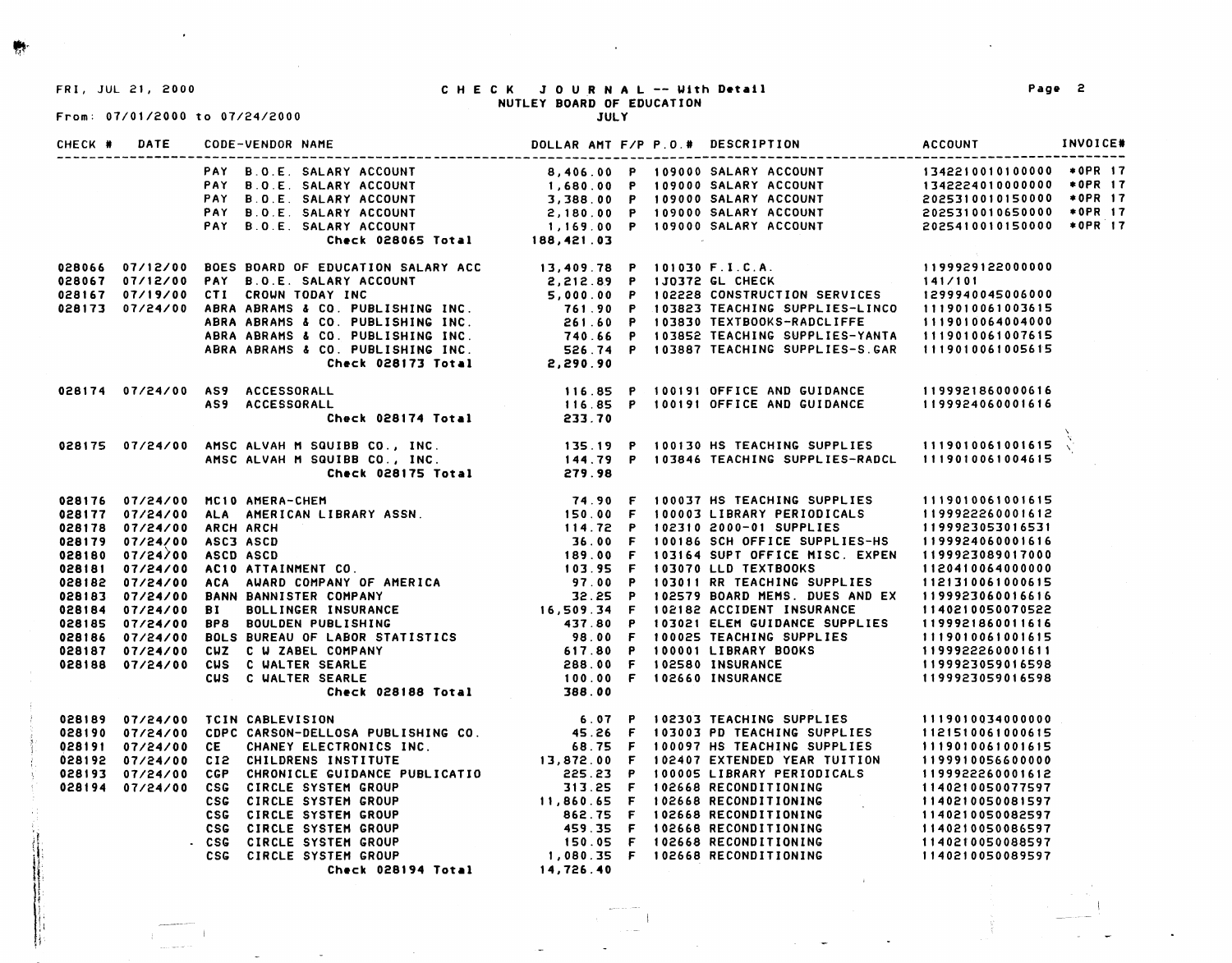FRI, JUL 21, 2000

From: 07/01/2000 to 07/24/2000

# CHECK JOURNAL -- With Detail

## NUTLEY BOARD OF EDUCATION

### JULY

| CHECK # | DATE | CODE-VENDOR NAME | DOLLAR AMT | F/P | P.O.# | DESCRIPTION | ACCOUNT | INVOICE# |
|---|---|---|---|---|---|---|---|---|
| | | PAY B.O.E. SALARY ACCOUNT | 8,406.00 | P | 109000 | SALARY ACCOUNT | 1342210010100000 | *OPR 17 |
| | | PAY B.O.E. SALARY ACCOUNT | 1,680.00 | P | 109000 | SALARY ACCOUNT | 1342224010000000 | *OPR 17 |
| | | PAY B.O.E. SALARY ACCOUNT | 3,388.00 | P | 109000 | SALARY ACCOUNT | 2025310010150000 | *OPR 17 |
| | | PAY B.O.E. SALARY ACCOUNT | 2,180.00 | P | 109000 | SALARY ACCOUNT | 2025310010650000 | *OPR 17 |
| | | PAY B.O.E. SALARY ACCOUNT | 1,169.00 | P | 109000 | SALARY ACCOUNT | 2025410010150000 | *OPR 17 |
| | | Check 028065 Total | 188,421.03 | | | | | |
| 028066 | 07/12/00 | BOES BOARD OF EDUCATION SALARY ACC | 13,409.78 | P | 101030 | F.I.C.A. | 1199929122000000 | |
| 028067 | 07/12/00 | PAY B.O.E. SALARY ACCOUNT | 2,212.89 | P | 1J0372 | GL CHECK | 141/101 | |
| 028167 | 07/19/00 | CTI CROWN TODAY INC | 5,000.00 | P | 102228 | CONSTRUCTION SERVICES | 1299940045006000 | |
| 028173 | 07/24/00 | ABRA ABRAMS & CO. PUBLISHING INC. | 761.90 | P | 103823 | TEACHING SUPPLIES-LINCO | 1119010061003615 | |
| | | ABRA ABRAMS & CO. PUBLISHING INC. | 261.60 | P | 103830 | TEXTBOOKS-RADCLIFFE | 1119010064004000 | |
| | | ABRA ABRAMS & CO. PUBLISHING INC. | 740.66 | P | 103852 | TEACHING SUPPLIES-YANTA | 1119010061007615 | |
| | | ABRA ABRAMS & CO. PUBLISHING INC. | 526.74 | P | 103887 | TEACHING SUPPLIES-S.GAR | 1119010061005615 | |
| | | Check 028173 Total | 2,290.90 | | | | | |
| 028174 | 07/24/00 | AS9 ACCESSORALL | 116.85 | P | 100191 | OFFICE AND GUIDANCE | 1199921860000616 | |
| | | AS9 ACCESSORALL | 116.85 | P | 100191 | OFFICE AND GUIDANCE | 1199924060001616 | |
| | | Check 028174 Total | 233.70 | | | | | |
| 028175 | 07/24/00 | AMSC ALVAH M SQUIBB CO., INC. | 135.19 | P | 100130 | HS TEACHING SUPPLIES | 1119010061001615 | |
| | | AMSC ALVAH M SQUIBB CO., INC. | 144.79 | P | 103846 | TEACHING SUPPLIES-RADCL | 1119010061004615 | |
| | | Check 028175 Total | 279.98 | | | | | |
| 028176 | 07/24/00 | MC10 AMERA-CHEM | 74.90 | F | 100037 | HS TEACHING SUPPLIES | 1119010061001615 | |
| 028177 | 07/24/00 | ALA AMERICAN LIBRARY ASSN. | 150.00 | F | 100003 | LIBRARY PERIODICALS | 1199922260001612 | |
| 028178 | 07/24/00 | ARCH ARCH | 114.72 | P | 102310 | 2000-01 SUPPLIES | 1199923053016531 | |
| 028179 | 07/24/00 | ASC3 ASCD | 36.00 | F | 100186 | SCH OFFICE SUPPLIES-HS | 1199924060001616 | |
| 028180 | 07/24/00 | ASCD ASCD | 189.00 | F | 103164 | SUPT OFFICE MISC. EXPEN | 1199923089017000 | |
| 028181 | 07/24/00 | AC10 ATTAINMENT CO. | 103.95 | F | 103070 | LLD TEXTBOOKS | 1120410064000000 | |
| 028182 | 07/24/00 | ACA AWARD COMPANY OF AMERICA | 97.00 | P | 103011 | RR TEACHING SUPPLIES | 1121310061000615 | |
| 028183 | 07/24/00 | BANN BANNISTER COMPANY | 32.25 | P | 102579 | BOARD MEMS. DUES AND EX | 1199923060016616 | |
| 028184 | 07/24/00 | BI BOLLINGER INSURANCE | 16,509.34 | F | 102182 | ACCIDENT INSURANCE | 1140210050070522 | |
| 028185 | 07/24/00 | BP8 BOULDEN PUBLISHING | 437.80 | P | 103021 | ELEM GUIDANCE SUPPLIES | 1199921860011616 | |
| 028186 | 07/24/00 | BOLS BUREAU OF LABOR STATISTICS | 98.00 | F | 100025 | TEACHING SUPPLIES | 1119010061001615 | |
| 028187 | 07/24/00 | CWZ C W ZABEL COMPANY | 617.80 | P | 100001 | LIBRARY BOOKS | 1199922260001611 | |
| 028188 | 07/24/00 | CWS C WALTER SEARLE | 288.00 | F | 102580 | INSURANCE | 1199923059016598 | |
| | | CWS C WALTER SEARLE | 100.00 | F | 102660 | INSURANCE | 1199923059016598 | |
| | | Check 028188 Total | 388.00 | | | | | |
| 028189 | 07/24/00 | TCIN CABLEVISION | 6.07 | P | 102303 | TEACHING SUPPLIES | 1119010034000000 | |
| 028190 | 07/24/00 | CDPC CARSON-DELLOSA PUBLISHING CO. | 45.26 | F | 103003 | PD TEACHING SUPPLIES | 1121510061000615 | |
| 028191 | 07/24/00 | CE CHANEY ELECTRONICS INC. | 68.75 | F | 100097 | HS TEACHING SUPPLIES | 1119010061001615 | |
| 028192 | 07/24/00 | CI2 CHILDRENS INSTITUTE | 13,872.00 | F | 102407 | EXTENDED YEAR TUITION | 1199910056600000 | |
| 028193 | 07/24/00 | CGP CHRONICLE GUIDANCE PUBLICATIO | 225.23 | P | 100005 | LIBRARY PERIODICALS | 1199922260001612 | |
| 028194 | 07/24/00 | CSG CIRCLE SYSTEM GROUP | 313.25 | F | 102668 | RECONDITIONING | 1140210050077597 | |
| | | CSG CIRCLE SYSTEM GROUP | 11,860.65 | F | 102668 | RECONDITIONING | 1140210050081597 | |
| | | CSG CIRCLE SYSTEM GROUP | 862.75 | F | 102668 | RECONDITIONING | 1140210050082597 | |
| | | CSG CIRCLE SYSTEM GROUP | 459.35 | F | 102668 | RECONDITIONING | 1140210050086597 | |
| | | CSG CIRCLE SYSTEM GROUP | 150.05 | F | 102668 | RECONDITIONING | 1140210050088597 | |
| | | CSG CIRCLE SYSTEM GROUP | 1,080.35 | F | 102668 | RECONDITIONING | 1140210050089597 | |
| | | Check 028194 Total | 14,726.40 | | | | | |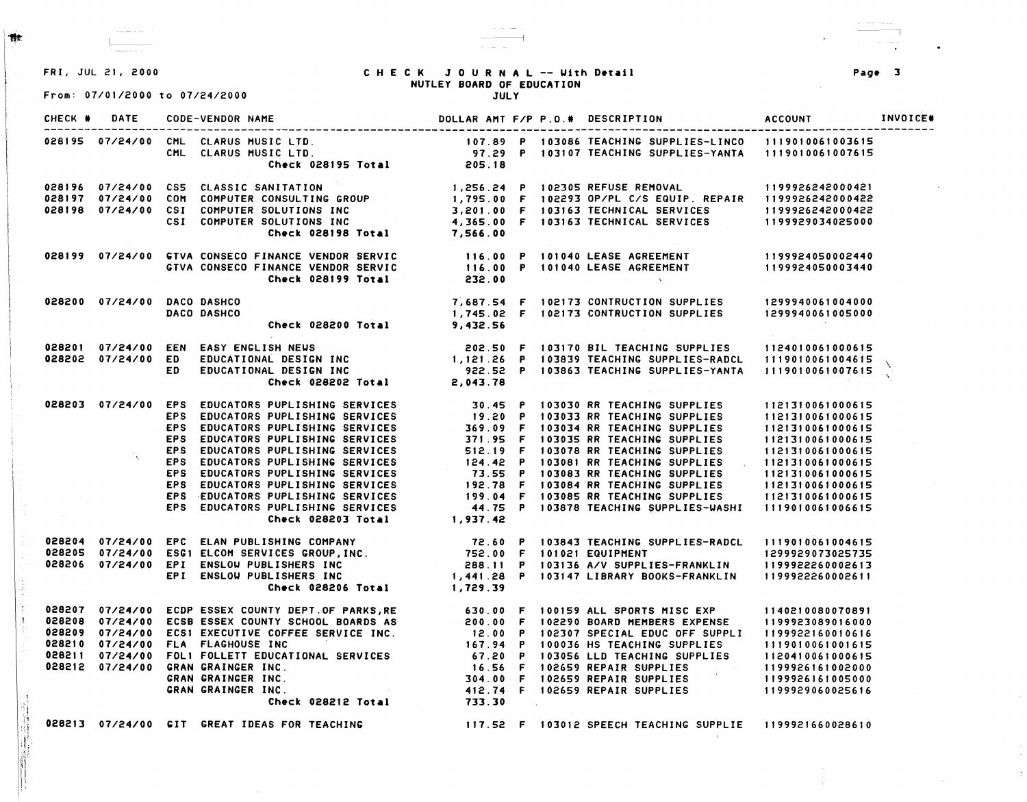FRI, JUL 21, 2000

# CHECK JOURNAL -- With Detail
## NUTLEY BOARD OF EDUCATION
### JULY

From: 07/01/2000 to 07/24/2000

| CHECK # | DATE | CODE-VENDOR NAME | DOLLAR AMT | F/P | P.O.# | DESCRIPTION | ACCOUNT | INVOICE# |
|---|---|---|---|---|---|---|---|---|
| 028195 | 07/24/00 | CML CLARUS MUSIC LTD. | 107.89 | P | 103086 | TEACHING SUPPLIES-LINCO | 1119010061003615 | |
| | | CML CLARUS MUSIC LTD. | 97.29 | P | 103107 | TEACHING SUPPLIES-YANTA | 1119010061007615 | |
| | | Check 028195 Total | 205.18 | | | | | |
| 028196 | 07/24/00 | CS5 CLASSIC SANITATION | 1,256.24 | P | 102305 | REFUSE REMOVAL | 1199926242000421 | |
| 028197 | 07/24/00 | COM COMPUTER CONSULTING GROUP | 1,795.00 | F | 102293 | OP/PL C/S EQUIP. REPAIR | 1199926242000422 | |
| 028198 | 07/24/00 | CSI COMPUTER SOLUTIONS INC | 3,201.00 | F | 103163 | TECHNICAL SERVICES | 1199926242000422 | |
| | | CSI COMPUTER SOLUTIONS INC | 4,365.00 | F | 103163 | TECHNICAL SERVICES | 1199929034025000 | |
| | | Check 028198 Total | 7,566.00 | | | | | |
| 028199 | 07/24/00 | GTVA CONSECO FINANCE VENDOR SERVIC | 116.00 | P | 101040 | LEASE AGREEMENT | 1199924050002440 | |
| | | GTVA CONSECO FINANCE VENDOR SERVIC | 116.00 | P | 101040 | LEASE AGREEMENT | 1199924050003440 | |
| | | Check 028199 Total | 232.00 | | | | | |
| 028200 | 07/24/00 | DACO DASHCO | 7,687.54 | F | 102173 | CONTRUCTION SUPPLIES | 1299940061004000 | |
| | | DACO DASHCO | 1,745.02 | F | 102173 | CONTRUCTION SUPPLIES | 1299940061005000 | |
| | | Check 028200 Total | 9,432.56 | | | | | |
| 028201 | 07/24/00 | EEN EASY ENGLISH NEWS | 202.50 | F | 103170 | BIL TEACHING SUPPLIES | 1124010061000615 | |
| 028202 | 07/24/00 | ED EDUCATIONAL DESIGN INC | 1,121.26 | P | 103839 | TEACHING SUPPLIES-RADCL | 1119010061004615 | |
| | | ED EDUCATIONAL DESIGN INC | 922.52 | P | 103863 | TEACHING SUPPLIES-YANTA | 1119010061007615 | |
| | | Check 028202 Total | 2,043.78 | | | | | |
| 028203 | 07/24/00 | EPS EDUCATORS PUPLISHING SERVICES | 30.45 | P | 103030 | RR TEACHING SUPPLIES | 1121310061000615 | |
| | | EPS EDUCATORS PUPLISHING SERVICES | 19.20 | P | 103033 | RR TEACHING SUPPLIES | 1121310061000615 | |
| | | EPS EDUCATORS PUPLISHING SERVICES | 369.09 | F | 103034 | RR TEACHING SUPPLIES | 1121310061000615 | |
| | | EPS EDUCATORS PUPLISHING SERVICES | 371.95 | F | 103035 | RR TEACHING SUPPLIES | 1121310061000615 | |
| | | EPS EDUCATORS PUPLISHING SERVICES | 512.19 | F | 103078 | RR TEACHING SUPPLIES | 1121310061000615 | |
| | | EPS EDUCATORS PUPLISHING SERVICES | 124.42 | P | 103081 | RR TEACHING SUPPLIES | 1121310061000615 | |
| | | EPS EDUCATORS PUPLISHING SERVICES | 73.55 | P | 103083 | RR TEACHING SUPPLIES | 1121310061000615 | |
| | | EPS EDUCATORS PUPLISHING SERVICES | 192.78 | F | 103084 | RR TEACHING SUPPLIES | 1121310061000615 | |
| | | EPS EDUCATORS PUPLISHING SERVICES | 199.04 | F | 103085 | RR TEACHING SUPPLIES | 1121310061000615 | |
| | | EPS EDUCATORS PUPLISHING SERVICES | 44.75 | P | 103878 | TEACHING SUPPLIES-WASHI | 1119010061006615 | |
| | | Check 028203 Total | 1,937.42 | | | | | |
| 028204 | 07/24/00 | EPC ELAN PUBLISHING COMPANY | 72.60 | P | 103843 | TEACHING SUPPLIES-RADCL | 1119010061004615 | |
| 028205 | 07/24/00 | ESG1 ELCOM SERVICES GROUP,INC. | 752.00 | F | 101021 | EQUIPMENT | 1299929073025735 | |
| 028206 | 07/24/00 | EPI ENSLOW PUBLISHERS INC | 288.11 | P | 103136 | A/V SUPPLIES-FRANKLIN | 1199922260002613 | |
| | | EPI ENSLOW PUBLISHERS INC | 1,441.28 | P | 103147 | LIBRARY BOOKS-FRANKLIN | 1199922260002611 | |
| | | Check 028206 Total | 1,729.39 | | | | | |
| 028207 | 07/24/00 | ECDP ESSEX COUNTY DEPT.OF PARKS,RE | 630.00 | F | 100159 | ALL SPORTS MISC EXP | 1140210080070891 | |
| 028208 | 07/24/00 | ECSB ESSEX COUNTY SCHOOL BOARDS AS | 200.00 | F | 102290 | BOARD MEMBERS EXPENSE | 1199923089016000 | |
| 028209 | 07/24/00 | ECS1 EXECUTIVE COFFEE SERVICE INC. | 12.00 | P | 102307 | SPECIAL EDUC OFF SUPPLI | 1199922160010616 | |
| 028210 | 07/24/00 | FLA FLAGHOUSE INC | 167.94 | P | 100036 | HS TEACHING SUPPLIES | 1119010061001615 | |
| 028211 | 07/24/00 | FOL1 FOLLETT EDUCATIONAL SERVICES | 67.20 | P | 103056 | LLD TEACHING SUPPLIES | 1120410061000615 | |
| 028212 | 07/24/00 | GRAN GRAINGER INC. | 16.56 | P | 102659 | REPAIR SUPPLIES | 1199926161002000 | |
| | | GRAN GRAINGER INC. | 304.00 | F | 102659 | REPAIR SUPPLIES | 1199926161005000 | |
| | | GRAN GRAINGER INC. | 412.74 | F | 102659 | REPAIR SUPPLIES | 1199929060025616 | |
| | | Check 028212 Total | 733.30 | | | | | |
| 028213 | 07/24/00 | GIT GREAT IDEAS FOR TEACHING | 117.52 | F | 103012 | SPEECH TEACHING SUPPLIE | 1199921660028610 | |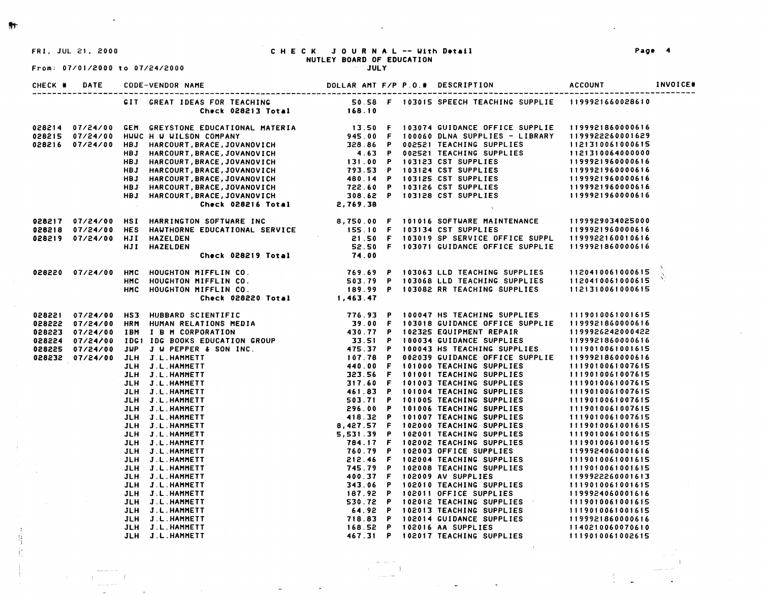FRI, JUL 21, 2000

# CHECK JOURNAL -- With Detail
## NUTLEY BOARD OF EDUCATION
JULY

From: 07/01/2000 to 07/24/2000

| CHECK # | DATE | CODE-VENDOR NAME | | DOLLAR AMT | F/P | P.O.# | DESCRIPTION | ACCOUNT | INVOICE# |
|---|---|---|---|---|---|---|---|---|---|
| | | GIT | GREAT IDEAS FOR TEACHING | 50.58 | F | 103015 | SPEECH TEACHING SUPPLIE | 1199921660028610 | |
| | | | Check 028213 Total | 168.10 | | | | | |
| 028214 | 07/24/00 | GEM | GREYSTONE EDUCATIONAL MATERIA | 13.50 | F | 103074 | GUIDANCE OFFICE SUPPLIE | 1199921860000616 | |
| 028215 | 07/24/00 | HWWC | H W WILSON COMPANY | 945.00 | F | 100060 | DLNA SUPPLIES - LIBRARY | 1199922260001629 | |
| 028216 | 07/24/00 | HBJ | HARCOURT,BRACE,JOVANOVICH | 328.86 | P | 002521 | TEACHING SUPPLIES | 1121310061000615 | |
| | | HBJ | HARCOURT,BRACE,JOVANOVICH | 4.63 | P | 002521 | TEACHING SUPPLIES | 1121310064000000 | |
| | | HBJ | HARCOURT,BRACE,JOVANOVICH | 131.00 | P | 103123 | CST SUPPLIES | 1199921960000616 | |
| | | HBJ | HARCOURT,BRACE,JOVANOVICH | 793.53 | P | 103124 | CST SUPPLIES | 1199921960000616 | |
| | | HBJ | HARCOURT,BRACE,JOVANOVICH | 480.14 | P | 103125 | CST SUPPLIES | 1199921960000616 | |
| | | HBJ | HARCOURT,BRACE,JOVANOVICH | 722.60 | P | 103126 | CST SUPPLIES | 1199921960000616 | |
| | | HBJ | HARCOURT,BRACE,JOVANOVICH | 308.62 | P | 103128 | CST SUPPLIES | 1199921960000616 | |
| | | | Check 028216 Total | 2,769.38 | | | | | |
| 028217 | 07/24/00 | HSI | HARRINGTON SOFTWARE INC | 8,750.00 | F | 101016 | SOFTWARE MAINTENANCE | 1199929034025000 | |
| 028218 | 07/24/00 | HES | HAWTHORNE EDUCATIONAL SERVICE | 155.10 | F | 103134 | CST SUPPLIES | 1199921960000616 | |
| 028219 | 07/24/00 | HJI | HAZELDEN | 21.50 | F | 103019 | SP SERVICE OFFICE SUPPL | 1199922160010616 | |
| | | HJI | HAZELDEN | 52.50 | F | 103071 | GUIDANCE OFFICE SUPPLIE | 1199921860000616 | |
| | | | Check 028219 Total | 74.00 | | | | | |
| 028220 | 07/24/00 | HMC | HOUGHTON MIFFLIN CO. | 769.69 | P | 103063 | LLD TEACHING SUPPLIES | 1120410061000615 | |
| | | HMC | HOUGHTON MIFFLIN CO. | 503.79 | P | 103068 | LLD TEACHING SUPPLIES | 1120410061000615 | |
| | | HMC | HOUGHTON MIFFLIN CO. | 189.99 | P | 103082 | RR TEACHING SUPPLIES | 1121310061000615 | |
| | | | Check 028220 Total | 1,463.47 | | | | | |
| 028221 | 07/24/00 | HS3 | HUBBARD SCIENTIFIC | 776.93 | P | 100047 | HS TEACHING SUPPLIES | 1119010061001615 | |
| 028222 | 07/24/00 | HRM | HUMAN RELATIONS MEDIA | 39.00 | F | 103018 | GUIDANCE OFFICE SUPPLIE | 1199921860000616 | |
| 028223 | 07/24/00 | IBM | I B M CORPORATION | 430.77 | P | 102325 | EQUIPMENT REPAIR | 1199926242000422 | |
| 028224 | 07/24/00 | IDG1 | IDG BOOKS EDUCATION GROUP | 33.51 | P | 100034 | GUIDANCE SUPPLIES | 1199921860000616 | |
| 028225 | 07/24/00 | JWP | J W PEPPER & SON INC. | 475.37 | P | 100043 | HS TEACHING SUPPLIES | 1119010061001615 | |
| 028232 | 07/24/00 | JLH | J.L.HAMMETT | 107.78 | P | 002039 | GUIDANCE OFFICE SUPPLIE | 1199921860000616 | |
| | | JLH | J.L.HAMMETT | 440.00 | F | 101000 | TEACHING SUPPLIES | 1119010061007615 | |
| | | JLH | J.L.HAMMETT | 323.56 | F | 101001 | TEACHING SUPPLIES | 1119010061007615 | |
| | | JLH | J.L.HAMMETT | 317.60 | F | 101003 | TEACHING SUPPLIES | 1119010061007615 | |
| | | JLH | J.L.HAMMETT | 461.83 | P | 101004 | TEACHING SUPPLIES | 1119010061007615 | |
| | | JLH | J.L.HAMMETT | 503.71 | P | 101005 | TEACHING SUPPLIES | 1119010061007615 | |
| | | JLH | J.L.HAMMETT | 296.00 | P | 101006 | TEACHING SUPPLIES | 1119010061007615 | |
| | | JLH | J.L.HAMMETT | 418.32 | P | 101007 | TEACHING SUPPLIES | 1119010061007615 | |
| | | JLH | J.L.HAMMETT | 8,427.57 | F | 102000 | TEACHING SUPPLIES | 1119010061001615 | |
| | | JLH | J.L.HAMMETT | 5,531.39 | P | 102001 | TEACHING SUPPLIES | 1119010061001615 | |
| | | JLH | J.L.HAMMETT | 784.17 | F | 102002 | TEACHING SUPPLIES | 1119010061001615 | |
| | | JLH | J.L.HAMMETT | 760.79 | P | 102003 | OFFICE SUPPLIES | 1199924060001616 | |
| | | JLH | J.L.HAMMETT | 212.46 | F | 102004 | TEACHING SUPPLIES | 1119010061001615 | |
| | | JLH | J.L.HAMMETT | 745.79 | P | 102008 | TEACHING SUPPLIES | 1119010061001615 | |
| | | JLH | J.L.HAMMETT | 400.37 | F | 102009 | AV SUPPLIES | 1199922260001613 | |
| | | JLH | J.L.HAMMETT | 343.06 | P | 102010 | TEACHING SUPPLIES | 1119010061001615 | |
| | | JLH | J.L.HAMMETT | 187.92 | P | 102011 | OFFICE SUPPLIES | 1199924060001616 | |
| | | JLH | J.L.HAMMETT | 530.72 | P | 102012 | TEACHING SUPPLIES | 1119010061001615 | |
| | | JLH | J.L.HAMMETT | 64.92 | P | 102013 | TEACHING SUPPLIES | 1119010061001615 | |
| | | JLH | J.L.HAMMETT | 718.83 | P | 102014 | GUIDANCE SUPPLIES | 1199921860000616 | |
| | | JLH | J.L.HAMMETT | 168.52 | P | 102016 | AA SUPPLIES | 1140210060070610 | |
| | | JLH | J.L.HAMMETT | 467.31 | P | 102017 | TEACHING SUPPLIES | 1119010061002615 | |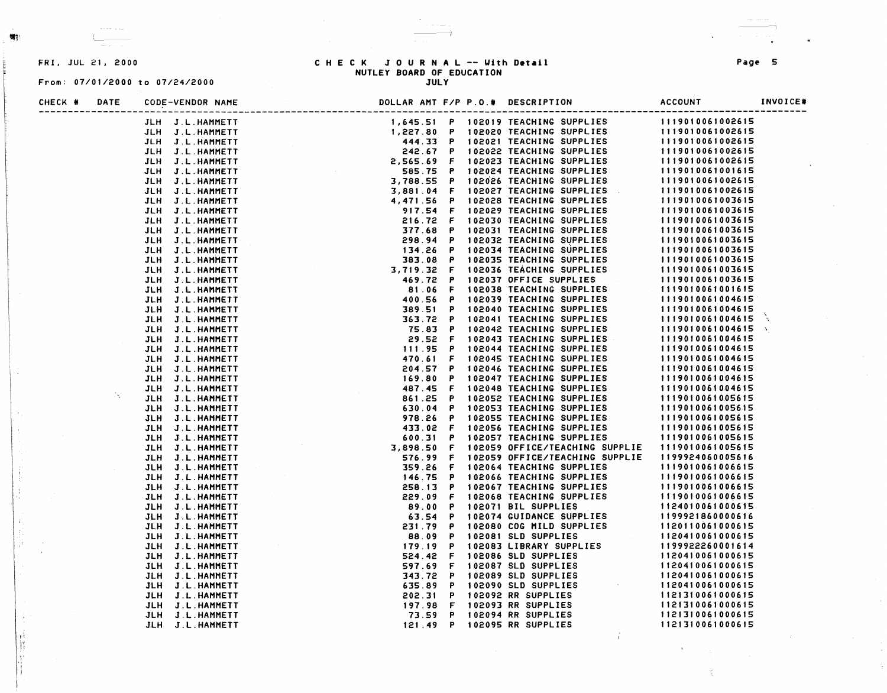FRI, JUL 21, 2000

**C H E C K   J O U R N A L -- With Detail**
**NUTLEY BOARD OF EDUCATION**
**JULY**

From: 07/01/2000 to 07/24/2000

| CHECK # | DATE | CODE-VENDOR NAME | DOLLAR AMT | F/P | P.O.# | DESCRIPTION | ACCOUNT | INVOICE# |
|---|---|---|---|---|---|---|---|---|
| | | JLH J.L.HAMMETT | 1,645.51 | P | 102019 | TEACHING SUPPLIES | 1119010061002615 | |
| | | JLH J.L.HAMMETT | 1,227.80 | P | 102020 | TEACHING SUPPLIES | 1119010061002615 | |
| | | JLH J.L.HAMMETT | 444.33 | P | 102021 | TEACHING SUPPLIES | 1119010061002615 | |
| | | JLH J.L.HAMMETT | 242.67 | P | 102022 | TEACHING SUPPLIES | 1119010061002615 | |
| | | JLH J.L.HAMMETT | 2,565.69 | F | 102023 | TEACHING SUPPLIES | 1119010061002615 | |
| | | JLH J.L.HAMMETT | 585.75 | P | 102024 | TEACHING SUPPLIES | 1119010061001615 | |
| | | JLH J.L.HAMMETT | 3,788.55 | P | 102026 | TEACHING SUPPLIES | 1119010061002615 | |
| | | JLH J.L.HAMMETT | 3,881.04 | F | 102027 | TEACHING SUPPLIES | 1119010061002615 | |
| | | JLH J.L.HAMMETT | 4,471.56 | P | 102028 | TEACHING SUPPLIES | 1119010061003615 | |
| | | JLH J.L.HAMMETT | 917.54 | F | 102029 | TEACHING SUPPLIES | 1119010061003615 | |
| | | JLH J.L.HAMMETT | 216.72 | F | 102030 | TEACHING SUPPLIES | 1119010061003615 | |
| | | JLH J.L.HAMMETT | 377.68 | P | 102031 | TEACHING SUPPLIES | 1119010061003615 | |
| | | JLH J.L.HAMMETT | 298.94 | P | 102032 | TEACHING SUPPLIES | 1119010061003615 | |
| | | JLH J.L.HAMMETT | 134.26 | P | 102034 | TEACHING SUPPLIES | 1119010061003615 | |
| | | JLH J.L.HAMMETT | 383.08 | P | 102035 | TEACHING SUPPLIES | 1119010061003615 | |
| | | JLH J.L.HAMMETT | 3,719.32 | F | 102036 | TEACHING SUPPLIES | 1119010061003615 | |
| | | JLH J.L.HAMMETT | 469.72 | P | 102037 | OFFICE SUPPLIES | 1119010061003615 | |
| | | JLH J.L.HAMMETT | 81.06 | F | 102038 | TEACHING SUPPLIES | 1119010061001615 | |
| | | JLH J.L.HAMMETT | 400.56 | P | 102039 | TEACHING SUPPLIES | 1119010061004615 | |
| | | JLH J.L.HAMMETT | 389.51 | P | 102040 | TEACHING SUPPLIES | 1119010061004615 | |
| | | JLH J.L.HAMMETT | 363.72 | P | 102041 | TEACHING SUPPLIES | 1119010061004615 | |
| | | JLH J.L.HAMMETT | 75.83 | P | 102042 | TEACHING SUPPLIES | 1119010061004615 | |
| | | JLH J.L.HAMMETT | 29.52 | F | 102043 | TEACHING SUPPLIES | 1119010061004615 | |
| | | JLH J.L.HAMMETT | 111.95 | P | 102044 | TEACHING SUPPLIES | 1119010061004615 | |
| | | JLH J.L.HAMMETT | 470.61 | F | 102045 | TEACHING SUPPLIES | 1119010061004615 | |
| | | JLH J.L.HAMMETT | 204.57 | P | 102046 | TEACHING SUPPLIES | 1119010061004615 | |
| | | JLH J.L.HAMMETT | 169.80 | P | 102047 | TEACHING SUPPLIES | 1119010061004615 | |
| | | JLH J.L.HAMMETT | 487.45 | F | 102048 | TEACHING SUPPLIES | 1119010061004615 | |
| | | JLH J.L.HAMMETT | 861.25 | P | 102052 | TEACHING SUPPLIES | 1119010061005615 | |
| | | JLH J.L.HAMMETT | 630.04 | P | 102053 | TEACHING SUPPLIES | 1119010061005615 | |
| | | JLH J.L.HAMMETT | 978.26 | P | 102055 | TEACHING SUPPLIES | 1119010061005615 | |
| | | JLH J.L.HAMMETT | 433.02 | F | 102056 | TEACHING SUPPLIES | 1119010061005615 | |
| | | JLH J.L.HAMMETT | 600.31 | P | 102057 | TEACHING SUPPLIES | 1119010061005615 | |
| | | JLH J.L.HAMMETT | 3,898.50 | F | 102059 | OFFICE/TEACHING SUPPLIE | 1119010061005615 | |
| | | JLH J.L.HAMMETT | 576.99 | F | 102059 | OFFICE/TEACHING SUPPLIE | 1199924060005616 | |
| | | JLH J.L.HAMMETT | 359.26 | F | 102064 | TEACHING SUPPLIES | 1119010061006615 | |
| | | JLH J.L.HAMMETT | 146.75 | P | 102066 | TEACHING SUPPLIES | 1119010061006615 | |
| | | JLH J.L.HAMMETT | 258.13 | P | 102067 | TEACHING SUPPLIES | 1119010061006615 | |
| | | JLH J.L.HAMMETT | 229.09 | F | 102068 | TEACHING SUPPLIES | 1119010061006615 | |
| | | JLH J.L.HAMMETT | 89.00 | P | 102071 | BIL SUPPLIES | 1124010061000615 | |
| | | JLH J.L.HAMMETT | 63.54 | P | 102074 | GUIDANCE SUPPLIES | 1199921860000616 | |
| | | JLH J.L.HAMMETT | 231.79 | P | 102080 | COG MILD SUPPLIES | 1120110061000615 | |
| | | JLH J.L.HAMMETT | 88.09 | P | 102081 | SLD SUPPLIES | 1120410061000615 | |
| | | JLH J.L.HAMMETT | 179.19 | P | 102083 | LIBRARY SUPPLIES | 1199922260001614 | |
| | | JLH J.L.HAMMETT | 524.42 | F | 102086 | SLD SUPPLIES | 1120410061000615 | |
| | | JLH J.L.HAMMETT | 597.69 | F | 102087 | SLD SUPPLIES | 1120410061000615 | |
| | | JLH J.L.HAMMETT | 343.72 | P | 102089 | SLD SUPPLIES | 1120410061000615 | |
| | | JLH J.L.HAMMETT | 635.89 | P | 102090 | SLD SUPPLIES | 1120410061000615 | |
| | | JLH J.L.HAMMETT | 202.31 | P | 102092 | RR SUPPLIES | 1121310061000615 | |
| | | JLH J.L.HAMMETT | 197.98 | F | 102093 | RR SUPPLIES | 1121310061000615 | |
| | | JLH J.L.HAMMETT | 73.59 | P | 102094 | RR SUPPLIES | 1121310061000615 | |
| | | JLH J.L.HAMMETT | 121.49 | P | 102095 | RR SUPPLIES | 1121310061000615 | |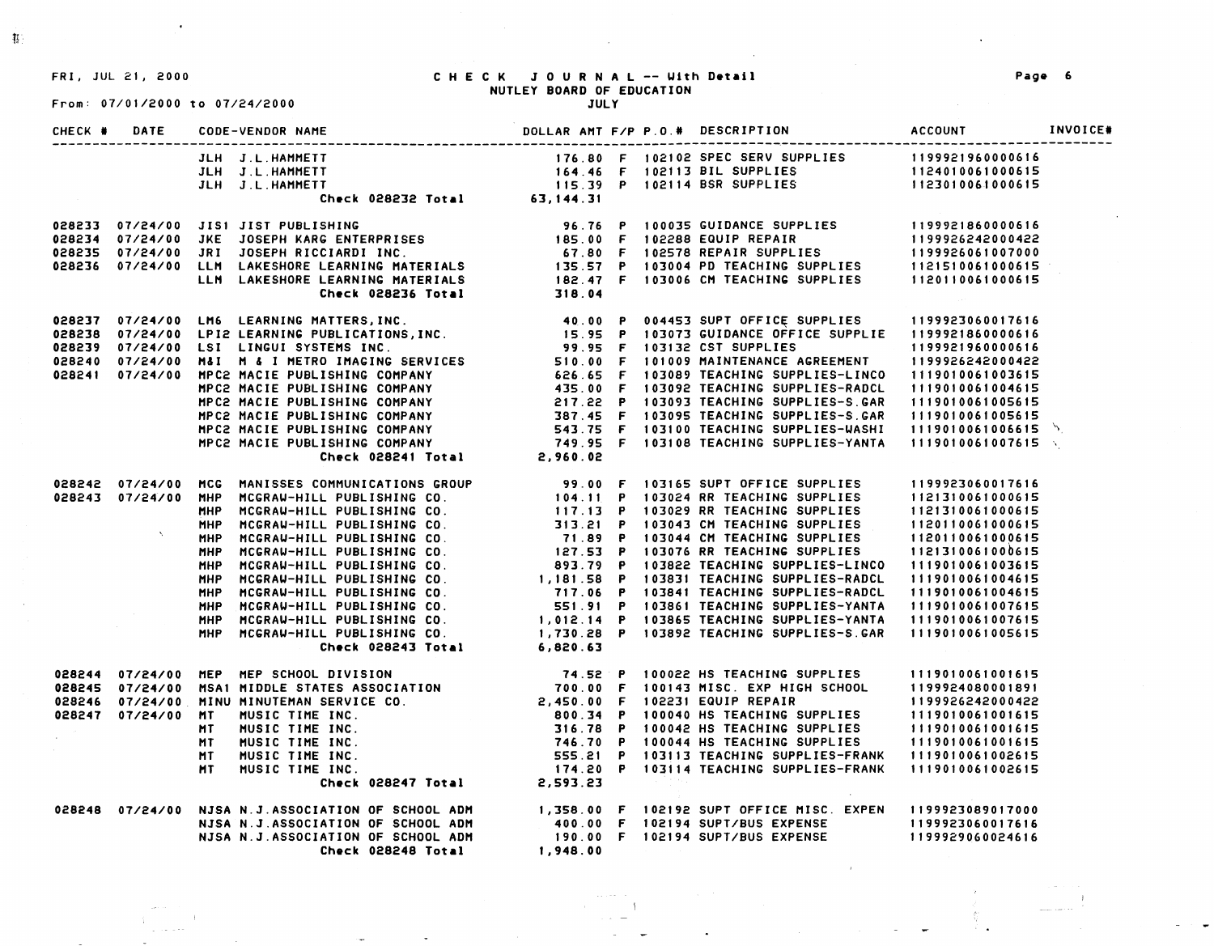# CHECK JOURNAL -- With Detail

NUTLEY BOARD OF EDUCATION

JULY

FRI, JUL 21, 2000

From: 07/01/2000 to 07/24/2000

| CHECK # | DATE | CODE-VENDOR NAME | DOLLAR AMT | F/P | P.O.# | DESCRIPTION | ACCOUNT | INVOICE# |
|---|---|---|---|---|---|---|---|---|
| | | JLH J.L.HAMMETT | 176.80 | F | 102102 | SPEC SERV SUPPLIES | 1199921960000616 | |
| | | JLH J.L.HAMMETT | 164.46 | F | 102113 | BIL SUPPLIES | 1124010061000615 | |
| | | JLH J.L.HAMMETT | 115.39 | P | 102114 | BSR SUPPLIES | 1123010061000615 | |
| | | Check 028232 Total | 63,144.31 | | | | | |
| 028233 | 07/24/00 | JIS1 JIST PUBLISHING | 96.76 | P | 100035 | GUIDANCE SUPPLIES | 1199921860000616 | |
| 028234 | 07/24/00 | JKE JOSEPH KARG ENTERPRISES | 185.00 | F | 102288 | EQUIP REPAIR | 1199926242000422 | |
| 028235 | 07/24/00 | JRI JOSEPH RICCIARDI INC. | 67.80 | F | 102578 | REPAIR SUPPLIES | 1199926061007000 | |
| 028236 | 07/24/00 | LLM LAKESHORE LEARNING MATERIALS | 135.57 | P | 103004 | PD TEACHING SUPPLIES | 1121510061000615 | |
| | | LLM LAKESHORE LEARNING MATERIALS | 182.47 | F | 103006 | CM TEACHING SUPPLIES | 1120110061000615 | |
| | | Check 028236 Total | 318.04 | | | | | |
| 028237 | 07/24/00 | LM6 LEARNING MATTERS,INC. | 40.00 | P | 004453 | SUPT OFFICE SUPPLIES | 1199923060017616 | |
| 028238 | 07/24/00 | LPI2 LEARNING PUBLICATIONS,INC. | 15.95 | P | 103073 | GUIDANCE OFFICE SUPPLIE | 1199921860000616 | |
| 028239 | 07/24/00 | LSI LINGUI SYSTEMS INC. | 99.95 | F | 103132 | CST SUPPLIES | 1199921960000616 | |
| 028240 | 07/24/00 | M&I M & I METRO IMAGING SERVICES | 510.00 | F | 101009 | MAINTENANCE AGREEMENT | 1199926242000422 | |
| 028241 | 07/24/00 | MPC2 MACIE PUBLISHING COMPANY | 626.65 | F | 103089 | TEACHING SUPPLIES-LINCO | 1119010061003615 | |
| | | MPC2 MACIE PUBLISHING COMPANY | 435.00 | F | 103092 | TEACHING SUPPLIES-RADCL | 1119010061004615 | |
| | | MPC2 MACIE PUBLISHING COMPANY | 217.22 | P | 103093 | TEACHING SUPPLIES-S.GAR | 1119010061005615 | |
| | | MPC2 MACIE PUBLISHING COMPANY | 387.45 | F | 103095 | TEACHING SUPPLIES-S.GAR | 1119010061005615 | |
| | | MPC2 MACIE PUBLISHING COMPANY | 543.75 | F | 103100 | TEACHING SUPPLIES-WASHI | 1119010061006615 | |
| | | MPC2 MACIE PUBLISHING COMPANY | 749.95 | F | 103108 | TEACHING SUPPLIES-YANTA | 1119010061007615 | |
| | | Check 028241 Total | 2,960.02 | | | | | |
| 028242 | 07/24/00 | MCG MANISSES COMMUNICATIONS GROUP | 99.00 | F | 103165 | SUPT OFFICE SUPPLIES | 1199923060017616 | |
| 028243 | 07/24/00 | MHP MCGRAW-HILL PUBLISHING CO. | 104.11 | P | 103024 | RR TEACHING SUPPLIES | 1121310061000615 | |
| | | MHP MCGRAW-HILL PUBLISHING CO. | 117.13 | P | 103029 | RR TEACHING SUPPLIES | 1121310061000615 | |
| | | MHP MCGRAW-HILL PUBLISHING CO. | 313.21 | P | 103043 | CM TEACHING SUPPLIES | 1120110061000615 | |
| | | MHP MCGRAW-HILL PUBLISHING CO. | 71.89 | P | 103044 | CM TEACHING SUPPLIES | 1120110061000615 | |
| | | MHP MCGRAW-HILL PUBLISHING CO. | 127.53 | P | 103076 | RR TEACHING SUPPLIES | 1121310061000615 | |
| | | MHP MCGRAW-HILL PUBLISHING CO. | 893.79 | P | 103822 | TEACHING SUPPLIES-LINCO | 1119010061003615 | |
| | | MHP MCGRAW-HILL PUBLISHING CO. | 1,181.58 | P | 103831 | TEACHING SUPPLIES-RADCL | 1119010061004615 | |
| | | MHP MCGRAW-HILL PUBLISHING CO. | 717.06 | P | 103841 | TEACHING SUPPLIES-RADCL | 1119010061004615 | |
| | | MHP MCGRAW-HILL PUBLISHING CO. | 551.91 | P | 103861 | TEACHING SUPPLIES-YANTA | 1119010061007615 | |
| | | MHP MCGRAW-HILL PUBLISHING CO. | 1,012.14 | P | 103865 | TEACHING SUPPLIES-YANTA | 1119010061007615 | |
| | | MHP MCGRAW-HILL PUBLISHING CO. | 1,730.28 | P | 103892 | TEACHING SUPPLIES-S.GAR | 1119010061005615 | |
| | | Check 028243 Total | 6,820.63 | | | | | |
| 028244 | 07/24/00 | MEP MEP SCHOOL DIVISION | 74.52 | P | 100022 | HS TEACHING SUPPLIES | 1119010061001615 | |
| 028245 | 07/24/00 | MSA1 MIDDLE STATES ASSOCIATION | 700.00 | F | 100143 | MISC. EXP HIGH SCHOOL | 1199924080001891 | |
| 028246 | 07/24/00 | MINU MINUTEMAN SERVICE CO. | 2,450.00 | F | 102231 | EQUIP REPAIR | 1199926242000422 | |
| 028247 | 07/24/00 | MT MUSIC TIME INC. | 800.34 | P | 100040 | HS TEACHING SUPPLIES | 1119010061001615 | |
| | | MT MUSIC TIME INC. | 316.78 | P | 100042 | HS TEACHING SUPPLIES | 1119010061001615 | |
| | | MT MUSIC TIME INC. | 746.70 | P | 100044 | HS TEACHING SUPPLIES | 1119010061001615 | |
| | | MT MUSIC TIME INC. | 555.21 | P | 103113 | TEACHING SUPPLIES-FRANK | 1119010061002615 | |
| | | MT MUSIC TIME INC. | 174.20 | P | 103114 | TEACHING SUPPLIES-FRANK | 1119010061002615 | |
| | | Check 028247 Total | 2,593.23 | | | | | |
| 028248 | 07/24/00 | NJSA N.J.ASSOCIATION OF SCHOOL ADM | 1,358.00 | F | 102192 | SUPT OFFICE MISC. EXPEN | 1199923089017000 | |
| | | NJSA N.J.ASSOCIATION OF SCHOOL ADM | 400.00 | F | 102194 | SUPT/BUS EXPENSE | 1199923060017616 | |
| | | NJSA N.J.ASSOCIATION OF SCHOOL ADM | 190.00 | F | 102194 | SUPT/BUS EXPENSE | 1199929060024616 | |
| | | Check 028248 Total | 1,948.00 | | | | | |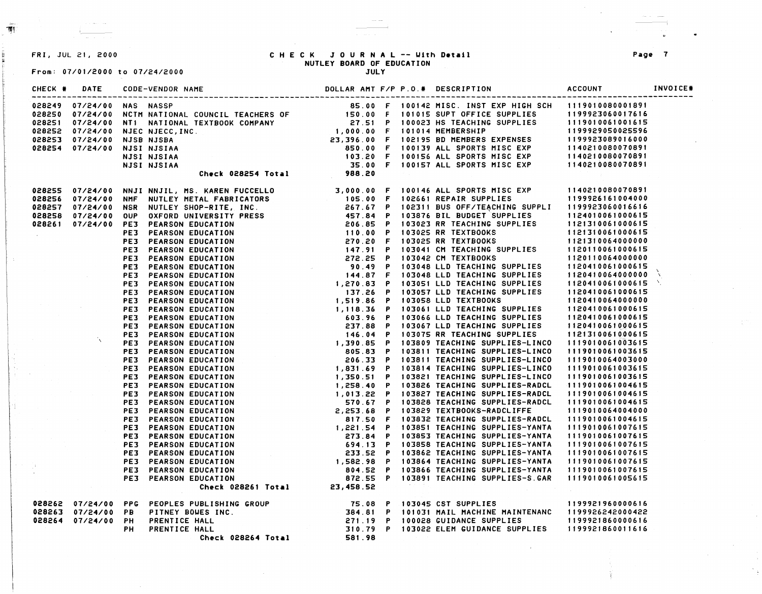FRI, JUL 21, 2000

# CHECK JOURNAL -- With Detail

## NUTLEY BOARD OF EDUCATION

JULY

From: 07/01/2000 to 07/24/2000

| CHECK # | DATE | CODE-VENDOR NAME | DOLLAR AMT | F/P | P.O.# | DESCRIPTION | ACCOUNT | INVOICE# |
|---|---|---|---|---|---|---|---|---|
| 028249 | 07/24/00 | NAS NASSP | 85.00 | F | 100142 | MISC. INST EXP HIGH SCH | 1119010080001891 | |
| 028250 | 07/24/00 | NCTM NATIONAL COUNCIL TEACHERS OF | 150.00 | F | 101015 | SUPT OFFICE SUPPLIES | 1199923060017616 | |
| 028251 | 07/24/00 | NT1 NATIONAL TEXTBOOK COMPANY | 27.51 | P | 100023 | HS TEACHING SUPPLIES | 1119010061001615 | |
| 028252 | 07/24/00 | NJEC NJECC, INC. | 1,000.00 | F | 101014 | MEMBERSHIP | 1199929050025596 | |
| 028253 | 07/24/00 | NJSB NJSBA | 23,396.00 | F | 102195 | BD MEMBERS EXPENSES | 1199923089016000 | |
| 028254 | 07/24/00 | NJSI NJSIAA | 850.00 | F | 100139 | ALL SPORTS MISC EXP | 1140210080070891 | |
| | | NJSI NJSIAA | 103.20 | F | 100156 | ALL SPORTS MISC EXP | 1140210080070891 | |
| | | NJSI NJSIAA | 35.00 | F | 100157 | ALL SPORTS MISC EXP | 1140210080070891 | |
| | | Check 028254 Total | 988.20 | | | | | |
| 028255 | 07/24/00 | NNJI NNJIL, MS. KAREN FUCCELLO | 3,000.00 | F | 100146 | ALL SPORTS MISC EXP | 1140210080070891 | |
| 028256 | 07/24/00 | NMF NUTLEY METAL FABRICATORS | 105.00 | F | 102661 | REPAIR SUPPLIES | 1199926161004000 | |
| 028257 | 07/24/00 | NSR NUTLEY SHOP-RITE, INC. | 267.67 | P | 102311 | BUS OFF/TEACHING SUPPLI | 1199923060016616 | |
| 028258 | 07/24/00 | OUP OXFORD UNIVERSITY PRESS | 457.84 | P | 103876 | BIL BUDGET SUPPLIES | 1124010061000615 | |
| 028261 | 07/24/00 | PE3 PEARSON EDUCATION | 206.85 | P | 103023 | RR TEACHING SUPPLIES | 1121310061000615 | |
| | | PE3 PEARSON EDUCATION | 110.00 | P | 103025 | RR TEXTBOOKS | 1121310061000615 | |
| | | PE3 PEARSON EDUCATION | 270.20 | F | 103025 | RR TEXTBOOKS | 1121310064000000 | |
| | | PE3 PEARSON EDUCATION | 147.91 | P | 103041 | CM TEACHING SUPPLIES | 1120110061000615 | |
| | | PE3 PEARSON EDUCATION | 272.25 | P | 103042 | CM TEXTBOOKS | 1120110064000000 | |
| | | PE3 PEARSON EDUCATION | 90.49 | P | 103048 | LLD TEACHING SUPPLIES | 1120410061000615 | |
| | | PE3 PEARSON EDUCATION | 144.87 | F | 103048 | LLD TEACHING SUPPLIES | 1120410064000000 | |
| | | PE3 PEARSON EDUCATION | 1,270.83 | P | 103051 | LLD TEACHING SUPPLIES | 1120410061000615 | |
| | | PE3 PEARSON EDUCATION | 137.26 | P | 103057 | LLD TEACHING SUPPLIES | 1120410061000615 | |
| | | PE3 PEARSON EDUCATION | 1,519.86 | P | 103058 | LLD TEXTBOOKS | 1120410064000000 | |
| | | PE3 PEARSON EDUCATION | 1,118.36 | P | 103061 | LLD TEACHING SUPPLIES | 1120410061000615 | |
| | | PE3 PEARSON EDUCATION | 603.96 | P | 103066 | LLD TEACHING SUPPLIES | 1120410061000615 | |
| | | PE3 PEARSON EDUCATION | 237.88 | P | 103067 | LLD TEACHING SUPPLIES | 1120410061000615 | |
| | | PE3 PEARSON EDUCATION | 146.04 | P | 103075 | RR TEACHING SUPPLIES | 1121310061000615 | |
| | | PE3 PEARSON EDUCATION | 1,390.85 | P | 103809 | TEACHING SUPPLIES-LINCO | 1119010061003615 | |
| | | PE3 PEARSON EDUCATION | 805.83 | P | 103811 | TEACHING SUPPLIES-LINCO | 1119010061003615 | |
| | | PE3 PEARSON EDUCATION | 206.33 | P | 103811 | TEACHING SUPPLIES-LINCO | 1119010064003000 | |
| | | PE3 PEARSON EDUCATION | 1,831.69 | P | 103814 | TEACHING SUPPLIES-LINCO | 1119010061003615 | |
| | | PE3 PEARSON EDUCATION | 1,350.51 | P | 103821 | TEACHING SUPPLIES-LINCO | 1119010061003615 | |
| | | PE3 PEARSON EDUCATION | 1,258.40 | P | 103826 | TEACHING SUPPLIES-RADCL | 1119010061004615 | |
| | | PE3 PEARSON EDUCATION | 1,013.22 | P | 103827 | TEACHING SUPPLIES-RADCL | 1119010061004615 | |
| | | PE3 PEARSON EDUCATION | 570.67 | P | 103828 | TEACHING SUPPLIES-RADCL | 1119010061004615 | |
| | | PE3 PEARSON EDUCATION | 2,253.68 | P | 103829 | TEXTBOOKS-RADCLIFFE | 1119010064004000 | |
| | | PE3 PEARSON EDUCATION | 817.50 | F | 103832 | TEACHING SUPPLIES-RADCL | 1119010061004615 | |
| | | PE3 PEARSON EDUCATION | 1,221.54 | P | 103851 | TEACHING SUPPLIES-YANTA | 1119010061007615 | |
| | | PE3 PEARSON EDUCATION | 273.84 | P | 103853 | TEACHING SUPPLIES-YANTA | 1119010061007615 | |
| | | PE3 PEARSON EDUCATION | 694.13 | P | 103858 | TEACHING SUPPLIES-YANTA | 1119010061007615 | |
| | | PE3 PEARSON EDUCATION | 233.52 | P | 103862 | TEACHING SUPPLIES-YANTA | 1119010061007615 | |
| | | PE3 PEARSON EDUCATION | 1,582.98 | P | 103864 | TEACHING SUPPLIES-YANTA | 1119010061007615 | |
| | | PE3 PEARSON EDUCATION | 804.52 | P | 103866 | TEACHING SUPPLIES-YANTA | 1119010061007615 | |
| | | PE3 PEARSON EDUCATION | 872.55 | P | 103891 | TEACHING SUPPLIES-S.GAR | 1119010061005615 | |
| | | Check 028261 Total | 23,458.52 | | | | | |
| 028262 | 07/24/00 | PPG PEOPLES PUBLISHING GROUP | 75.08 | P | 103045 | CST SUPPLIES | 1199921960000616 | |
| 028263 | 07/24/00 | PB PITNEY BOWES INC. | 384.81 | P | 101031 | MAIL MACHINE MAINTENANC | 1199926242000422 | |
| 028264 | 07/24/00 | PH PRENTICE HALL | 271.19 | P | 100028 | GUIDANCE SUPPLIES | 1199921860000616 | |
| | | PH PRENTICE HALL | 310.79 | P | 103022 | ELEM GUIDANCE SUPPLIES | 1199921860011616 | |
| | | Check 028264 Total | 581.98 | | | | | |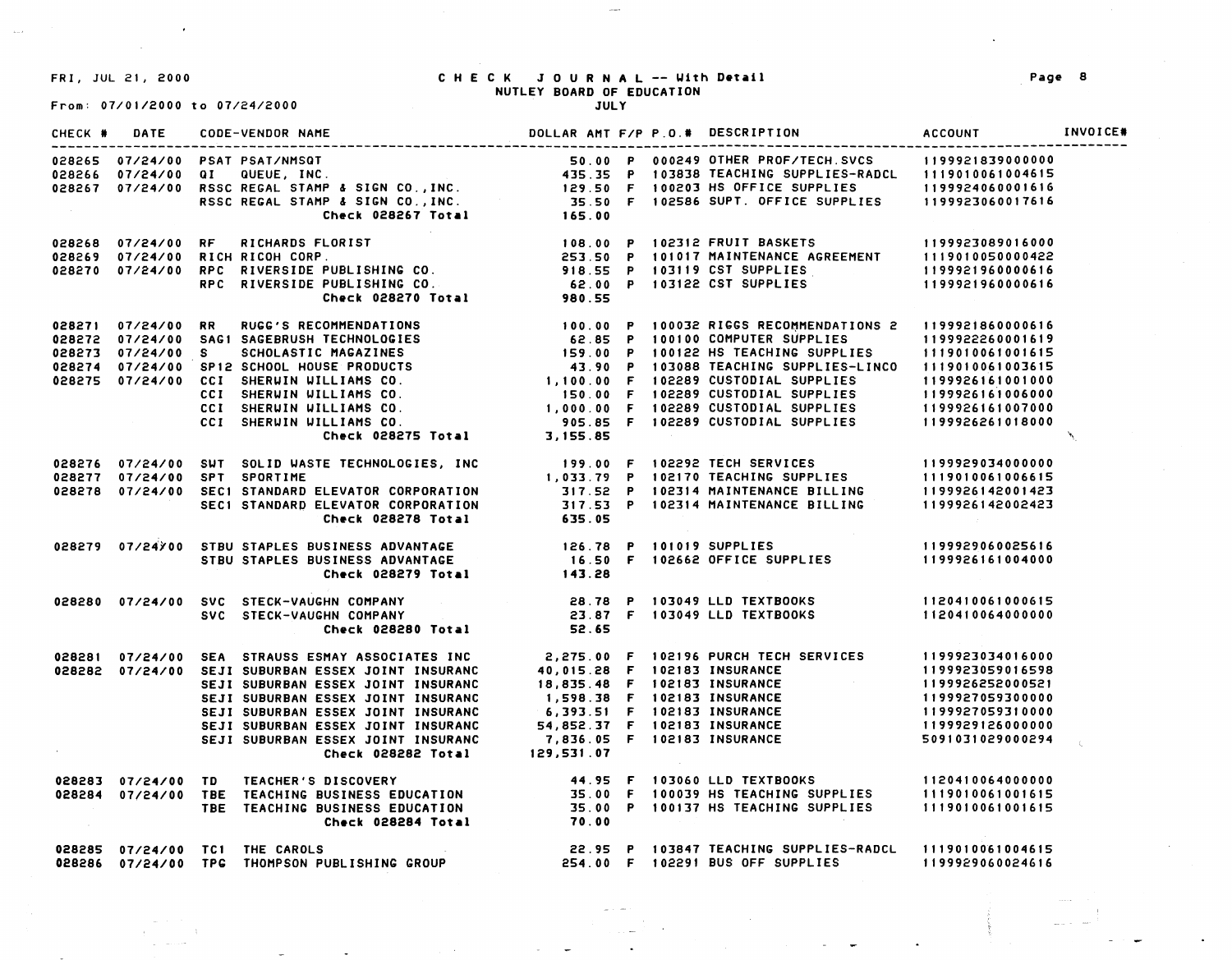FRI, JUL 21, 2000

# CHECK JOURNAL -- With Detail
## NUTLEY BOARD OF EDUCATION
JULY

From: 07/01/2000 to 07/24/2000

| CHECK # | DATE | CODE-VENDOR NAME | DOLLAR AMT | F/P | P.O.# | DESCRIPTION | ACCOUNT | INVOICE# |
|---|---|---|---|---|---|---|---|---|
| 028265 | 07/24/00 | PSAT PSAT/NMSQT | 50.00 | P | 000249 | OTHER PROF/TECH.SVCS | 1199921839000000 | |
| 028266 | 07/24/00 | QI QUEUE, INC. | 435.35 | P | 103838 | TEACHING SUPPLIES-RADCL | 1119010061004615 | |
| 028267 | 07/24/00 | RSSC REGAL STAMP & SIGN CO.,INC. | 129.50 | F | 100203 | HS OFFICE SUPPLIES | 1199924060001616 | |
| | | RSSC REGAL STAMP & SIGN CO.,INC. | 35.50 | F | 102586 | SUPT. OFFICE SUPPLIES | 1199923060017616 | |
| | | Check 028267 Total | 165.00 | | | | | |
| 028268 | 07/24/00 | RF RICHARDS FLORIST | 108.00 | P | 102312 | FRUIT BASKETS | 1199923089016000 | |
| 028269 | 07/24/00 | RICH RICOH CORP. | 253.50 | P | 101017 | MAINTENANCE AGREEMENT | 1119010050000422 | |
| 028270 | 07/24/00 | RPC RIVERSIDE PUBLISHING CO. | 918.55 | P | 103119 | CST SUPPLIES | 1199921960000616 | |
| | | RPC RIVERSIDE PUBLISHING CO. | 62.00 | P | 103122 | CST SUPPLIES | 1199921960000616 | |
| | | Check 028270 Total | 980.55 | | | | | |
| 028271 | 07/24/00 | RR RUGG'S RECOMMENDATIONS | 100.00 | P | 100032 | RIGGS RECOMMENDATIONS 2 | 1199921860000616 | |
| 028272 | 07/24/00 | SAG1 SAGEBRUSH TECHNOLOGIES | 62.85 | P | 100100 | COMPUTER SUPPLIES | 1199922260001619 | |
| 028273 | 07/24/00 | S SCHOLASTIC MAGAZINES | 159.00 | P | 100122 | HS TEACHING SUPPLIES | 1119010061001615 | |
| 028274 | 07/24/00 | SP12 SCHOOL HOUSE PRODUCTS | 43.90 | P | 103088 | TEACHING SUPPLIES-LINCO | 1119010061003615 | |
| 028275 | 07/24/00 | CCI SHERWIN WILLIAMS CO. | 1,100.00 | F | 102289 | CUSTODIAL SUPPLIES | 1199926161001000 | |
| | | CCI SHERWIN WILLIAMS CO. | 150.00 | F | 102289 | CUSTODIAL SUPPLIES | 1199926161006000 | |
| | | CCI SHERWIN WILLIAMS CO. | 1,000.00 | F | 102289 | CUSTODIAL SUPPLIES | 1199926161007000 | |
| | | CCI SHERWIN WILLIAMS CO. | 905.85 | F | 102289 | CUSTODIAL SUPPLIES | 1199926261018000 | |
| | | Check 028275 Total | 3,155.85 | | | | | |
| 028276 | 07/24/00 | SWT SOLID WASTE TECHNOLOGIES, INC | 199.00 | F | 102292 | TECH SERVICES | 1199929034000000 | |
| 028277 | 07/24/00 | SPT SPORTIME | 1,033.79 | P | 102170 | TEACHING SUPPLIES | 1119010061006615 | |
| 028278 | 07/24/00 | SEC1 STANDARD ELEVATOR CORPORATION | 317.52 | P | 102314 | MAINTENANCE BILLING | 1199926142001423 | |
| | | SEC1 STANDARD ELEVATOR CORPORATION | 317.53 | P | 102314 | MAINTENANCE BILLING | 1199926142002423 | |
| | | Check 028278 Total | 635.05 | | | | | |
| 028279 | 07/24/00 | STBU STAPLES BUSINESS ADVANTAGE | 126.78 | P | 101019 | SUPPLIES | 1199929060025616 | |
| | | STBU STAPLES BUSINESS ADVANTAGE | 16.50 | F | 102662 | OFFICE SUPPLIES | 1199926161004000 | |
| | | Check 028279 Total | 143.28 | | | | | |
| 028280 | 07/24/00 | SVC STECK-VAUGHN COMPANY | 28.78 | P | 103049 | LLD TEXTBOOKS | 1120410061000615 | |
| | | SVC STECK-VAUGHN COMPANY | 23.87 | F | 103049 | LLD TEXTBOOKS | 1120410064000000 | |
| | | Check 028280 Total | 52.65 | | | | | |
| 028281 | 07/24/00 | SEA STRAUSS ESMAY ASSOCIATES INC | 2,275.00 | F | 102196 | PURCH TECH SERVICES | 1199923034016000 | |
| 028282 | 07/24/00 | SEJI SUBURBAN ESSEX JOINT INSURANC | 40,015.28 | F | 102183 | INSURANCE | 1199923059016598 | |
| | | SEJI SUBURBAN ESSEX JOINT INSURANC | 18,835.48 | F | 102183 | INSURANCE | 1199926252000521 | |
| | | SEJI SUBURBAN ESSEX JOINT INSURANC | 1,598.38 | F | 102183 | INSURANCE | 1199927059300000 | |
| | | SEJI SUBURBAN ESSEX JOINT INSURANC | 6,393.51 | F | 102183 | INSURANCE | 1199927059310000 | |
| | | SEJI SUBURBAN ESSEX JOINT INSURANC | 54,852.37 | F | 102183 | INSURANCE | 1199929126000000 | |
| | | SEJI SUBURBAN ESSEX JOINT INSURANC | 7,836.05 | F | 102183 | INSURANCE | 5091031029000294 | |
| | | Check 028282 Total | 129,531.07 | | | | | |
| 028283 | 07/24/00 | TD TEACHER'S DISCOVERY | 44.95 | F | 103060 | LLD TEXTBOOKS | 1120410064000000 | |
| 028284 | 07/24/00 | TBE TEACHING BUSINESS EDUCATION | 35.00 | F | 100039 | HS TEACHING SUPPLIES | 1119010061001615 | |
| | | TBE TEACHING BUSINESS EDUCATION | 35.00 | P | 100137 | HS TEACHING SUPPLIES | 1119010061001615 | |
| | | Check 028284 Total | 70.00 | | | | | |
| 028285 | 07/24/00 | TC1 THE CAROLS | 22.95 | P | 103847 | TEACHING SUPPLIES-RADCL | 1119010061004615 | |
| 028286 | 07/24/00 | TPG THOMPSON PUBLISHING GROUP | 254.00 | F | 102291 | BUS OFF SUPPLIES | 1199929060024616 | |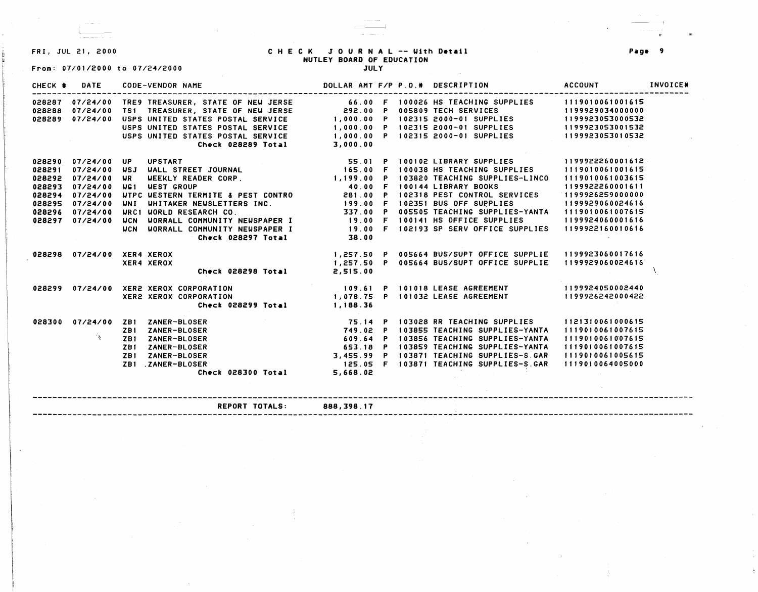FRI, JUL 21, 2000

# CHECK JOURNAL -- With Detail

NUTLEY BOARD OF EDUCATION

From: 07/01/2000 to 07/24/2000

JULY

| CHECK # | DATE | CODE-VENDOR NAME | DOLLAR AMT | F/P | P.O.# | DESCRIPTION | ACCOUNT | INVOICE# |
|---|---|---|---|---|---|---|---|---|
| 028287 | 07/24/00 | TRE9 TREASURER, STATE OF NEW JERSE | 66.00 | F | 100026 | HS TEACHING SUPPLIES | 1119010061001615 | |
| 028288 | 07/24/00 | TS1 TREASURER, STATE OF NEW JERSE | 292.00 | P | 005809 | TECH SERVICES | 1199929034000000 | |
| 028289 | 07/24/00 | USPS UNITED STATES POSTAL SERVICE | 1,000.00 | P | 102315 | 2000-01 SUPPLIES | 1199923053000532 | |
| | | USPS UNITED STATES POSTAL SERVICE | 1,000.00 | P | 102315 | 2000-01 SUPPLIES | 1199923053001532 | |
| | | USPS UNITED STATES POSTAL SERVICE | 1,000.00 | P | 102315 | 2000-01 SUPPLIES | 1199923053010532 | |
| | | Check 028289 Total | 3,000.00 | | | | | |
| 028290 | 07/24/00 | UP UPSTART | 55.01 | P | 100102 | LIBRARY SUPPLIES | 1199922260001612 | |
| 028291 | 07/24/00 | WSJ WALL STREET JOURNAL | 165.00 | F | 100038 | HS TEACHING SUPPLIES | 1119010061001615 | |
| 028292 | 07/24/00 | WR WEEKLY READER CORP. | 1,199.00 | P | 103820 | TEACHING SUPPLIES-LINCO | 1119010061003615 | |
| 028293 | 07/24/00 | WG1 WEST GROUP | 40.00 | F | 100144 | LIBRARY BOOKS | 1199922260001611 | |
| 028294 | 07/24/00 | WTPC WESTERN TERMITE & PEST CONTRO | 281.00 | P | 102318 | PEST CONTROL SERVICES | 1199926259000000 | |
| 028295 | 07/24/00 | WNI WHITAKER NEWSLETTERS INC. | 199.00 | F | 102351 | BUS OFF SUPPLIES | 1199929060024616 | |
| 028296 | 07/24/00 | WRC1 WORLD RESEARCH CO. | 337.00 | P | 005505 | TEACHING SUPPLIES-YANTA | 1119010061007615 | |
| 028297 | 07/24/00 | WCN WORRALL COMMUNITY NEWSPAPER I | 19.00 | F | 100141 | HS OFFICE SUPPLIES | 1199924060001616 | |
| | | WCN WORRALL COMMUNITY NEWSPAPER I | 19.00 | F | 102193 | SP SERV OFFICE SUPPLIES | 1199922160010616 | |
| | | Check 028297 Total | 38.00 | | | | | |
| 028298 | 07/24/00 | XER4 XEROX | 1,257.50 | P | 005664 | BUS/SUPT OFFICE SUPPLIE | 1199923060017616 | |
| | | XER4 XEROX | 1,257.50 | P | 005664 | BUS/SUPT OFFICE SUPPLIE | 1199929060024616 | |
| | | Check 028298 Total | 2,515.00 | | | | | |
| 028299 | 07/24/00 | XER2 XEROX CORPORATION | 109.61 | P | 101018 | LEASE AGREEMENT | 1199924050002440 | |
| | | XER2 XEROX CORPORATION | 1,078.75 | P | 101032 | LEASE AGREEMENT | 1199926242000422 | |
| | | Check 028299 Total | 1,188.36 | | | | | |
| 028300 | 07/24/00 | ZB1 ZANER-BLOSER | 75.14 | P | 103028 | RR TEACHING SUPPLIES | 1121310061000615 | |
| | | ZB1 ZANER-BLOSER | 749.02 | P | 103855 | TEACHING SUPPLIES-YANTA | 1119010061007615 | |
| | | ZB1 ZANER-BLOSER | 609.64 | P | 103856 | TEACHING SUPPLIES-YANTA | 1119010061007615 | |
| | | ZB1 ZANER-BLOSER | 653.18 | P | 103859 | TEACHING SUPPLIES-YANTA | 1119010061007615 | |
| | | ZB1 ZANER-BLOSER | 3,455.99 | P | 103871 | TEACHING SUPPLIES-S.GAR | 1119010061005615 | |
| | | ZB1 .ZANER-BLOSER | 125.05 | F | 103871 | TEACHING SUPPLIES-S.GAR | 1119010064005000 | |
| | | Check 028300 Total | 5,668.02 | | | | | |

REPORT TOTALS: 888,398.17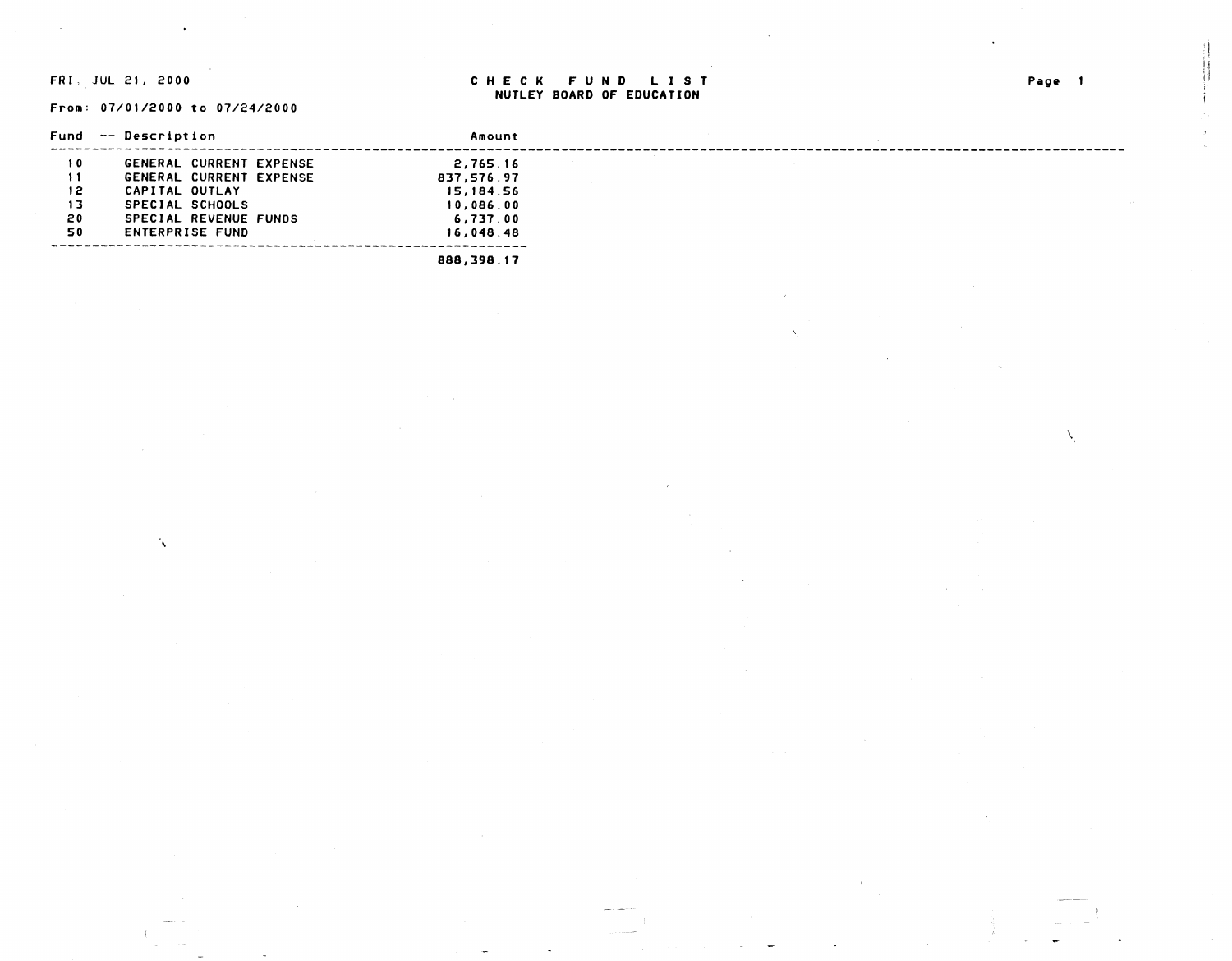FRI, JUL 21, 2000

# CHECK FUND LIST
## NUTLEY BOARD OF EDUCATION

From: 07/01/2000 to 07/24/2000

| Fund | -- Description | Amount |
|---|---|---|
| 10 | GENERAL CURRENT EXPENSE | 2,765.16 |
| 11 | GENERAL CURRENT EXPENSE | 837,576.97 |
| 12 | CAPITAL OUTLAY | 15,184.56 |
| 13 | SPECIAL SCHOOLS | 10,086.00 |
| 20 | SPECIAL REVENUE FUNDS | 6,737.00 |
| 50 | ENTERPRISE FUND | 16,048.48 |
| | | 888,398.17 |